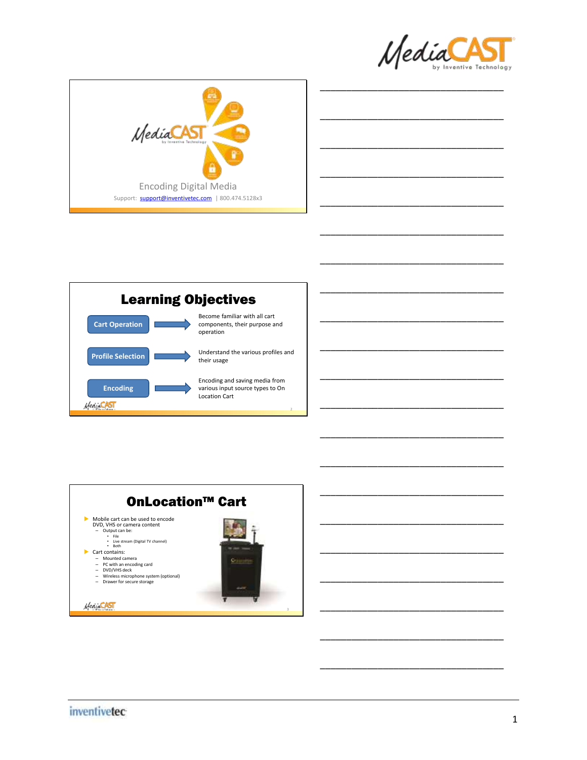## Encoding Digital Media

Support: support@inventivetec.com | 800.474.5128x3

## Learning Objectives

- **Cart Operation** → Become familiar with all cart components, their purpose and operation
- **Profile Selection** → Understand the various profiles and their usage
- **Encoding** → Encoding and saving media from various input source types to On Location Cart

## OnLocation™ Cart

- Mobile cart can be used to encode DVD, VHS or camera content
  - Output can be:
    - File
    - Live stream (Digital TV channel)
    - Both
- Cart contains:
  - Mounted camera
  - PC with an encoding card
  - DVD/VHS deck
  - Wireless microphone system (optional)
  - Drawer for secure storage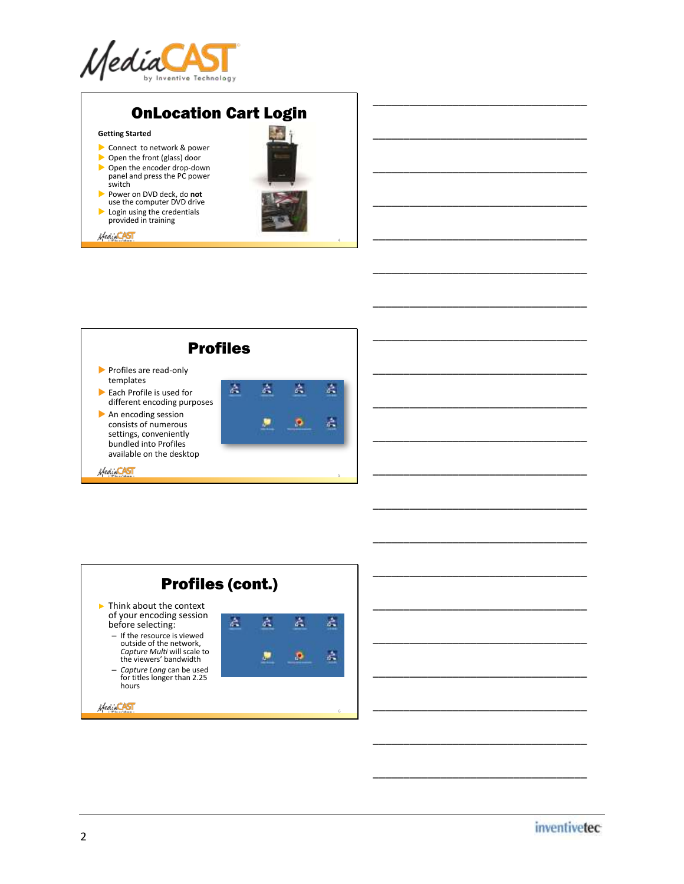## OnLocation Cart Login

**Getting Started**

- Connect to network & power
- Open the front (glass) door
- Open the encoder drop-down panel and press the PC power switch
- Power on DVD deck, do **not** use the computer DVD drive
- Login using the credentials provided in training

## Profiles

- Profiles are read-only templates
- Each Profile is used for different encoding purposes
- An encoding session consists of numerous settings, conveniently bundled into Profiles available on the desktop

## Profiles (cont.)

- Think about the context of your encoding session before selecting:
  - If the resource is viewed outside of the network, *Capture Multi* will scale to the viewers' bandwidth
  - *Capture Long* can be used for titles longer than 2.25 hours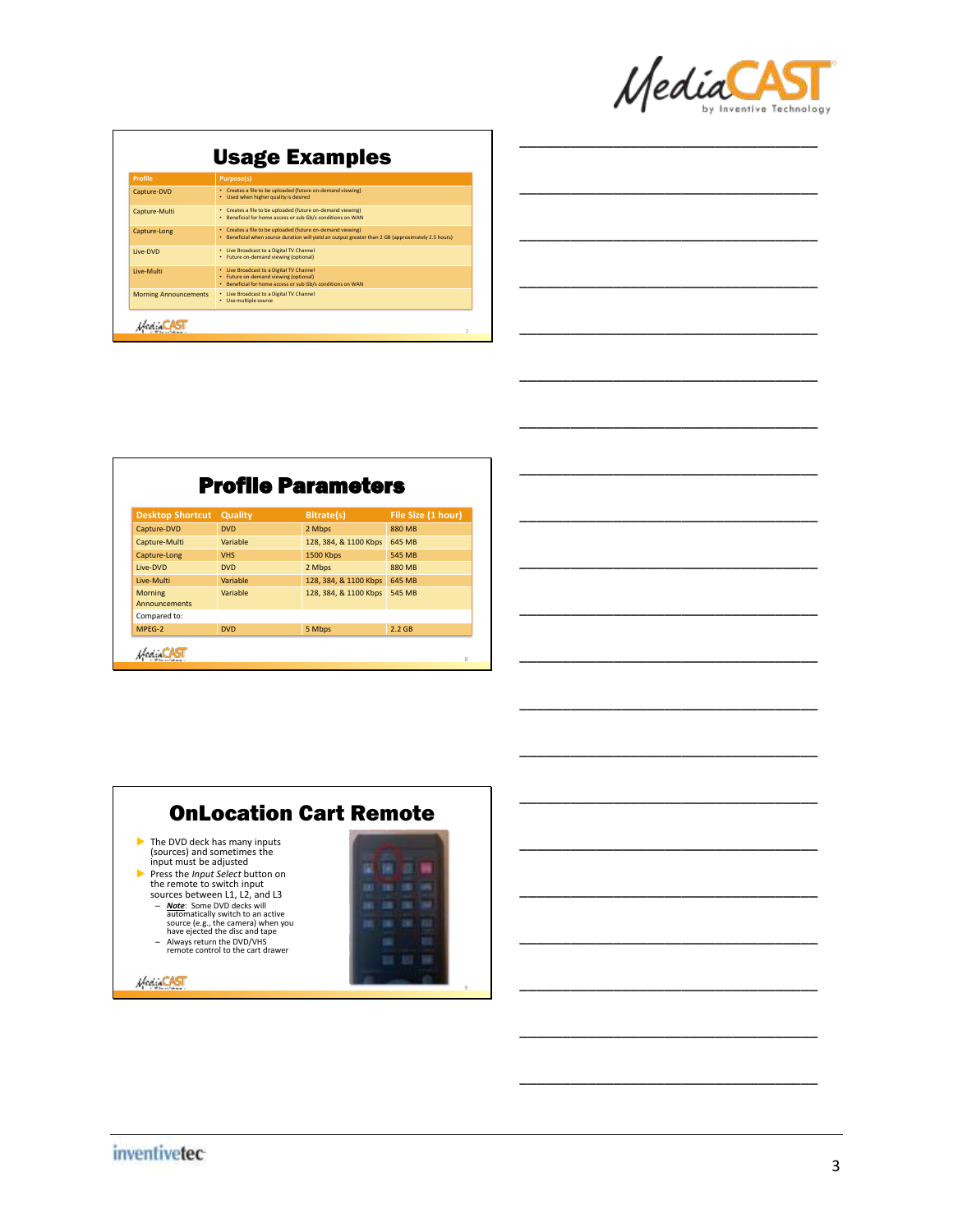## Usage Examples

| Profile | Purpose(s) |
|---|---|
| Capture-DVD | • Creates a file to be uploaded (future on-demand viewing) • Used when higher quality is desired |
| Capture-Multi | • Creates a file to be uploaded (future on-demand viewing) • Beneficial for home access or sub Gb/s conditions on WAN |
| Capture-Long | • Creates a file to be uploaded (future on-demand viewing) • Beneficial when source duration will yield an output greater than 2 GB (approximately 2.5 hours) |
| Live-DVD | • Live Broadcast to a Digital TV Channel • Future on-demand viewing (optional) |
| Live-Multi | • Live Broadcast to a Digital TV Channel • Future on-demand viewing (optional) • Beneficial for home access or sub Gb/s conditions on WAN |
| Morning Announcements | • Live Broadcast to a Digital TV Channel • Use multiple source |

## Profile Parameters

| Desktop Shortcut | Quality | Bitrate(s) | File Size (1 hour) |
|---|---|---|---|
| Capture-DVD | DVD | 2 Mbps | 880 MB |
| Capture-Multi | Variable | 128, 384, & 1100 Kbps | 645 MB |
| Capture-Long | VHS | 1500 Kbps | 545 MB |
| Live-DVD | DVD | 2 Mbps | 880 MB |
| Live-Multi | Variable | 128, 384, & 1100 Kbps | 645 MB |
| Morning Announcements | Variable | 128, 384, & 1100 Kbps | 545 MB |
| Compared to: | | | |
| MPEG-2 | DVD | 5 Mbps | 2.2 GB |

## OnLocation Cart Remote

- The DVD deck has many inputs (sources) and sometimes the input must be adjusted
- Press the *Input Select* button on the remote to switch input sources between L1, L2, and L3
  - ***Note***: Some DVD decks will automatically switch to an active source (e.g., the camera) when you have ejected the disc and tape
  - Always return the DVD/VHS remote control to the cart drawer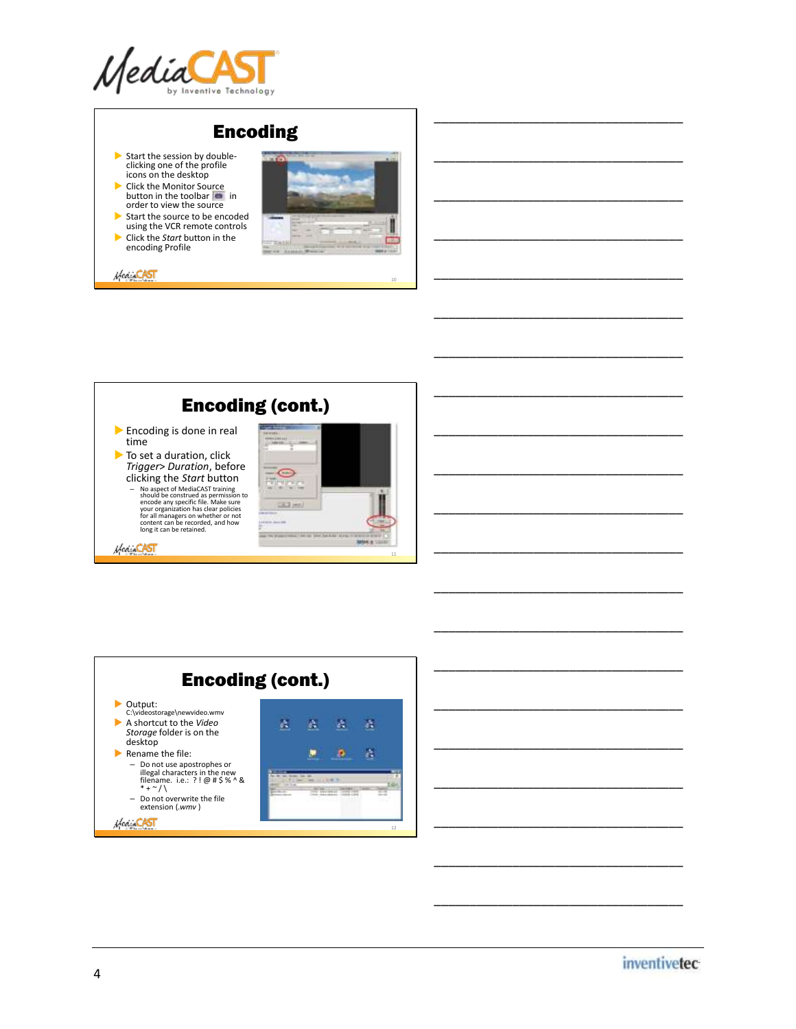## Encoding

- Start the session by double-clicking one of the profile icons on the desktop
- Click the Monitor Source button in the toolbar in order to view the source
- Start the source to be encoded using the VCR remote controls
- Click the *Start* button in the encoding Profile

## Encoding (cont.)

- Encoding is done in real time
- To set a duration, click *Trigger> Duration*, before clicking the *Start* button
  - No aspect of MediaCAST training should be construed as permission to encode any specific file. Make sure your organization has clear policies for all managers on whether or not content can be recorded, and how long it can be retained.

## Encoding (cont.)

- Output:
  C:\videostorage\newvideo.wmv
- A shortcut to the *Video Storage* folder is on the desktop
- Rename the file:
  - Do not use apostrophes or illegal characters in the new filename. i.e.: ? ! @ # $ % ^ & * + ~ / \
  - Do not overwrite the file extension (*.wmv* )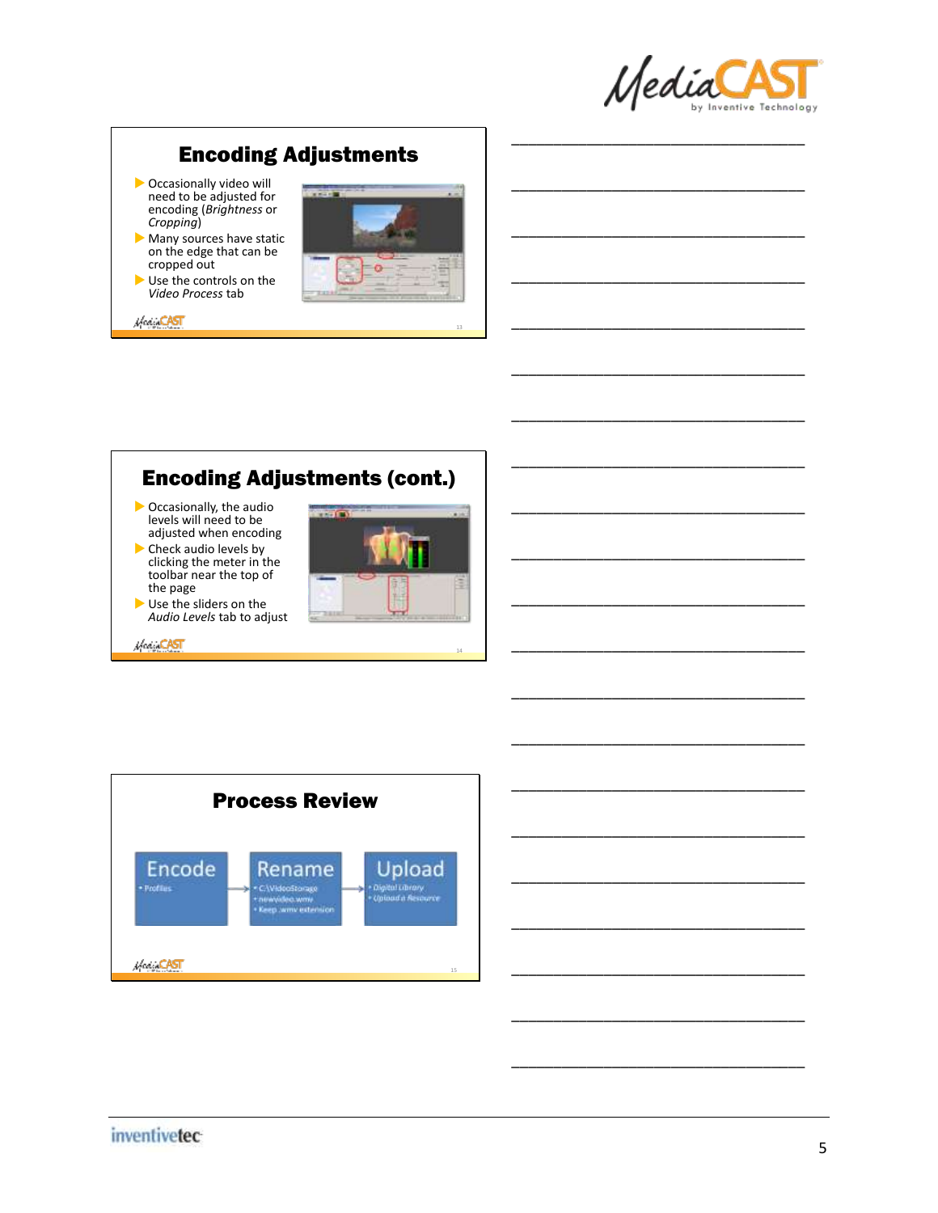## Encoding Adjustments

- Occasionally video will need to be adjusted for encoding (*Brightness* or *Cropping*)
- Many sources have static on the edge that can be cropped out
- Use the controls on the *Video Process* tab

## Encoding Adjustments (cont.)

- Occasionally, the audio levels will need to be adjusted when encoding
- Check audio levels by clicking the meter in the toolbar near the top of the page
- Use the sliders on the *Audio Levels* tab to adjust

## Process Review

**Encode**
- Profiles

→ **Rename**
- C:\VideoStorage
- newvideo.wmv
- Keep .wmv extension

→ **Upload**
- *Digital Library*
- *Upload a Resource*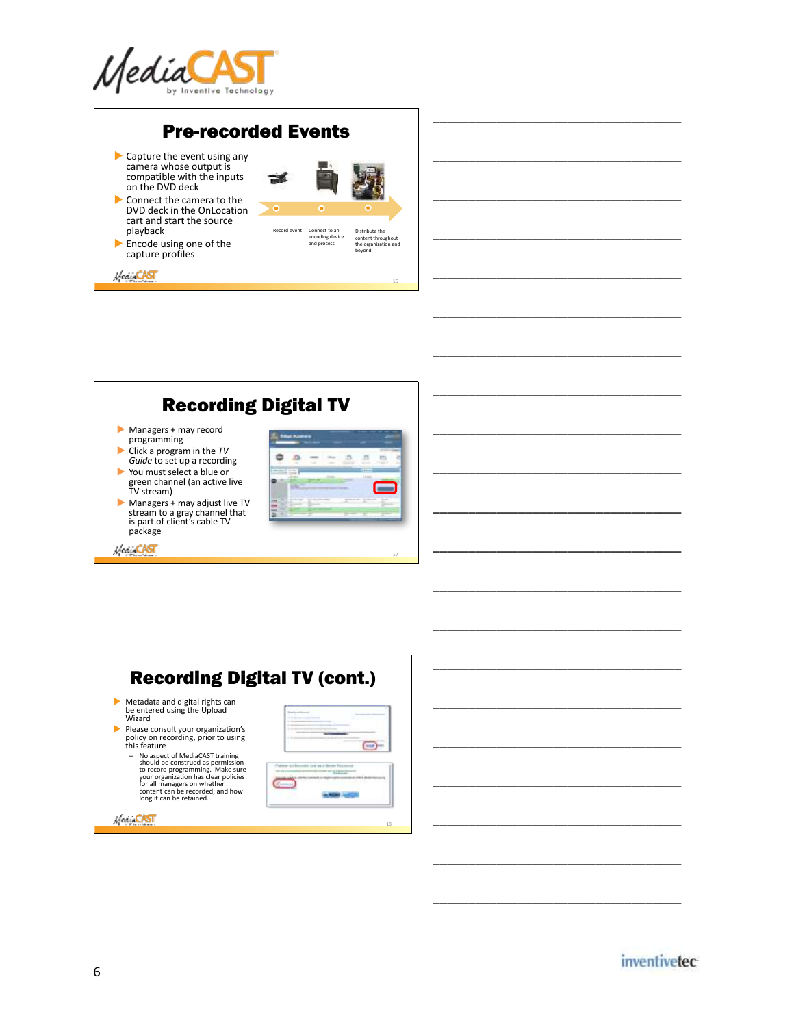## Pre-recorded Events

- Capture the event using any camera whose output is compatible with the inputs on the DVD deck
- Connect the camera to the DVD deck in the OnLocation cart and start the source playback
- Encode using one of the capture profiles

Record event — Connect to an encoding device and process — Distribute the content throughout the organization and beyond

## Recording Digital TV

- Managers + may record programming
- Click a program in the *TV Guide* to set up a recording
- You must select a blue or green channel (an active live TV stream)
- Managers + may adjust live TV stream to a gray channel that is part of client's cable TV package

## Recording Digital TV (cont.)

- Metadata and digital rights can be entered using the Upload Wizard
- Please consult your organization's policy on recording, prior to using this feature
  - No aspect of MediaCAST training should be construed as permission to record programming. Make sure your organization has clear policies for all managers on whether content can be recorded, and how long it can be retained.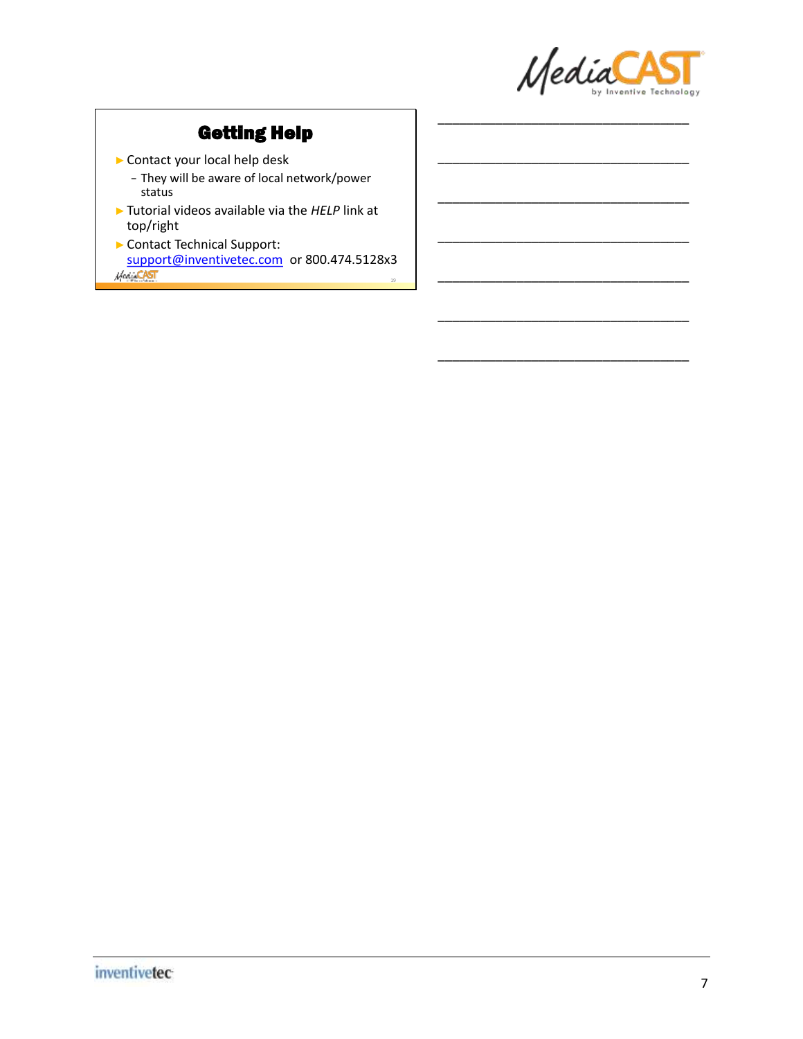## Getting Help

- Contact your local help desk
  - They will be aware of local network/power status
- Tutorial videos available via the *HELP* link at top/right
- Contact Technical Support: support@inventivetec.com or 800.474.5128x3

___________________________________

___________________________________

___________________________________

___________________________________

___________________________________

___________________________________

___________________________________